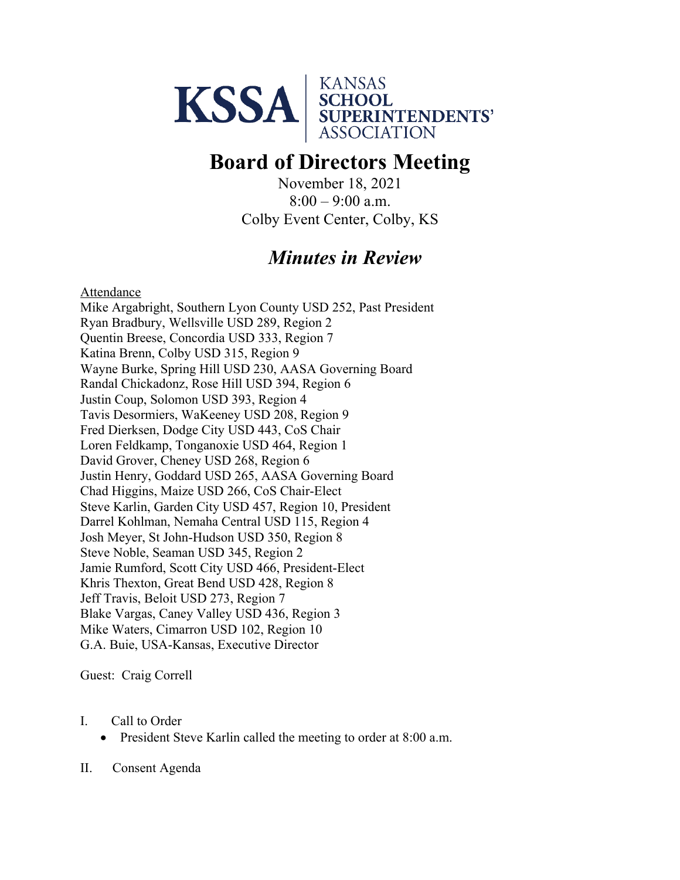KSSA | KANSAS SCHOOL SUPERINTENDENTS' ASSOCIATION

# Board of Directors Meeting

November 18, 2021
8:00 – 9:00 a.m.
Colby Event Center, Colby, KS

## *Minutes in Review*

Attendance
Mike Argabright, Southern Lyon County USD 252, Past President
Ryan Bradbury, Wellsville USD 289, Region 2
Quentin Breese, Concordia USD 333, Region 7
Katina Brenn, Colby USD 315, Region 9
Wayne Burke, Spring Hill USD 230, AASA Governing Board
Randal Chickadonz, Rose Hill USD 394, Region 6
Justin Coup, Solomon USD 393, Region 4
Tavis Desormiers, WaKeeney USD 208, Region 9
Fred Dierksen, Dodge City USD 443, CoS Chair
Loren Feldkamp, Tonganoxie USD 464, Region 1
David Grover, Cheney USD 268, Region 6
Justin Henry, Goddard USD 265, AASA Governing Board
Chad Higgins, Maize USD 266, CoS Chair-Elect
Steve Karlin, Garden City USD 457, Region 10, President
Darrel Kohlman, Nemaha Central USD 115, Region 4
Josh Meyer, St John-Hudson USD 350, Region 8
Steve Noble, Seaman USD 345, Region 2
Jamie Rumford, Scott City USD 466, President-Elect
Khris Thexton, Great Bend USD 428, Region 8
Jeff Travis, Beloit USD 273, Region 7
Blake Vargas, Caney Valley USD 436, Region 3
Mike Waters, Cimarron USD 102, Region 10
G.A. Buie, USA-Kansas, Executive Director

Guest: Craig Correll

I. Call to Order
- President Steve Karlin called the meeting to order at 8:00 a.m.

II. Consent Agenda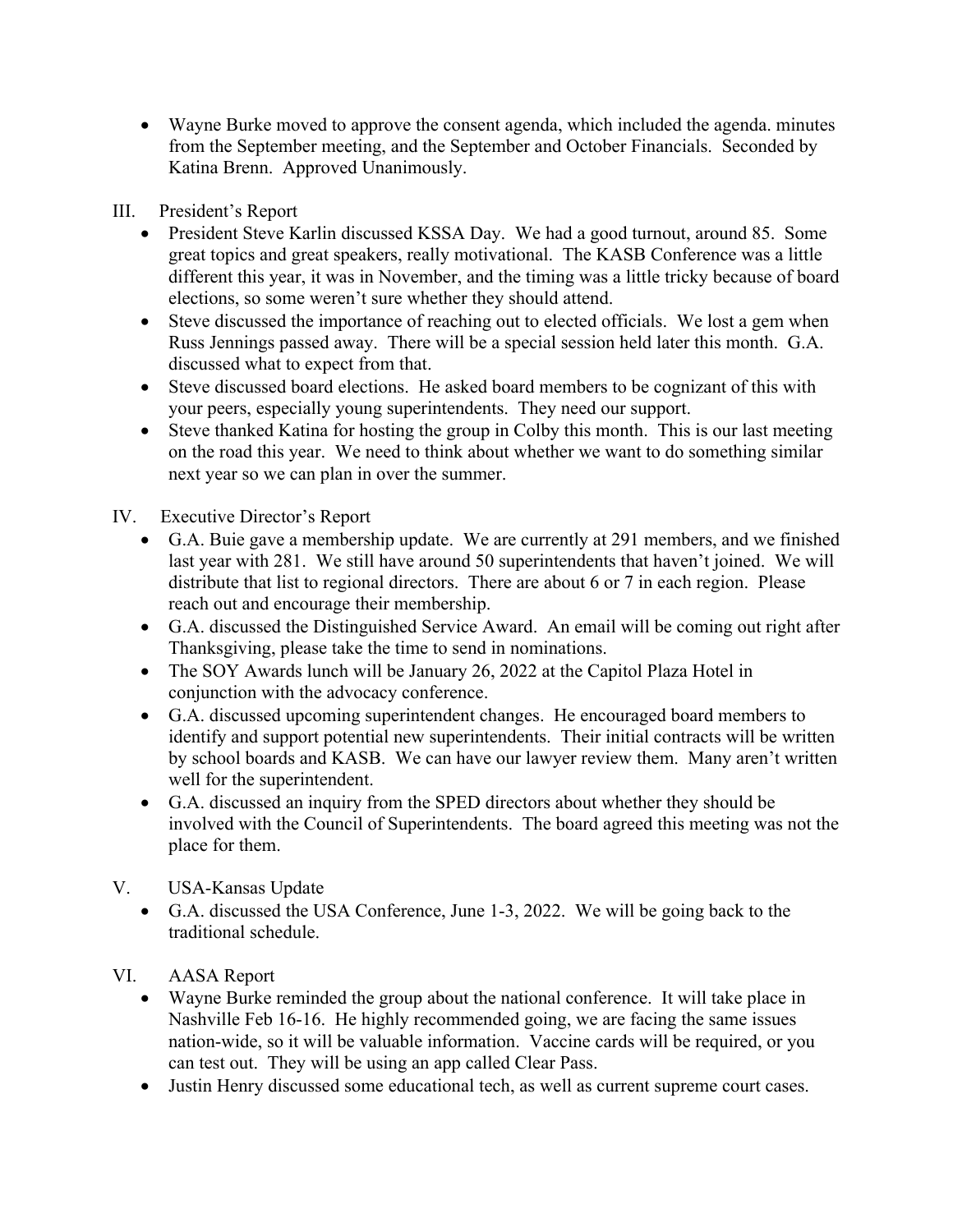- Wayne Burke moved to approve the consent agenda, which included the agenda. minutes from the September meeting, and the September and October Financials. Seconded by Katina Brenn. Approved Unanimously.

III. President's Report

- President Steve Karlin discussed KSSA Day. We had a good turnout, around 85. Some great topics and great speakers, really motivational. The KASB Conference was a little different this year, it was in November, and the timing was a little tricky because of board elections, so some weren't sure whether they should attend.
- Steve discussed the importance of reaching out to elected officials. We lost a gem when Russ Jennings passed away. There will be a special session held later this month. G.A. discussed what to expect from that.
- Steve discussed board elections. He asked board members to be cognizant of this with your peers, especially young superintendents. They need our support.
- Steve thanked Katina for hosting the group in Colby this month. This is our last meeting on the road this year. We need to think about whether we want to do something similar next year so we can plan in over the summer.

IV. Executive Director's Report

- G.A. Buie gave a membership update. We are currently at 291 members, and we finished last year with 281. We still have around 50 superintendents that haven't joined. We will distribute that list to regional directors. There are about 6 or 7 in each region. Please reach out and encourage their membership.
- G.A. discussed the Distinguished Service Award. An email will be coming out right after Thanksgiving, please take the time to send in nominations.
- The SOY Awards lunch will be January 26, 2022 at the Capitol Plaza Hotel in conjunction with the advocacy conference.
- G.A. discussed upcoming superintendent changes. He encouraged board members to identify and support potential new superintendents. Their initial contracts will be written by school boards and KASB. We can have our lawyer review them. Many aren't written well for the superintendent.
- G.A. discussed an inquiry from the SPED directors about whether they should be involved with the Council of Superintendents. The board agreed this meeting was not the place for them.

V. USA-Kansas Update

- G.A. discussed the USA Conference, June 1-3, 2022. We will be going back to the traditional schedule.

VI. AASA Report

- Wayne Burke reminded the group about the national conference. It will take place in Nashville Feb 16-16. He highly recommended going, we are facing the same issues nation-wide, so it will be valuable information. Vaccine cards will be required, or you can test out. They will be using an app called Clear Pass.
- Justin Henry discussed some educational tech, as well as current supreme court cases.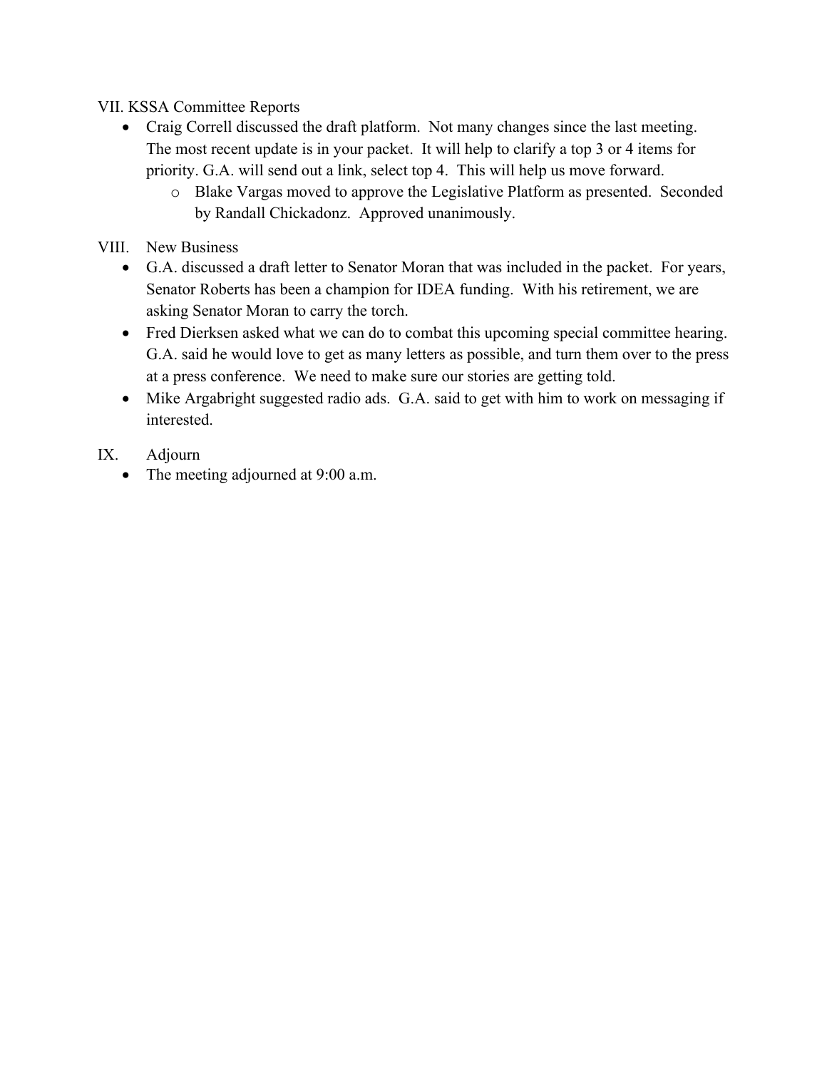VII. KSSA Committee Reports

- Craig Correll discussed the draft platform. Not many changes since the last meeting. The most recent update is in your packet. It will help to clarify a top 3 or 4 items for priority. G.A. will send out a link, select top 4. This will help us move forward.
    - Blake Vargas moved to approve the Legislative Platform as presented. Seconded by Randall Chickadonz. Approved unanimously.

VIII. New Business

- G.A. discussed a draft letter to Senator Moran that was included in the packet. For years, Senator Roberts has been a champion for IDEA funding. With his retirement, we are asking Senator Moran to carry the torch.
- Fred Dierksen asked what we can do to combat this upcoming special committee hearing. G.A. said he would love to get as many letters as possible, and turn them over to the press at a press conference. We need to make sure our stories are getting told.
- Mike Argabright suggested radio ads. G.A. said to get with him to work on messaging if interested.

IX. Adjourn

- The meeting adjourned at 9:00 a.m.